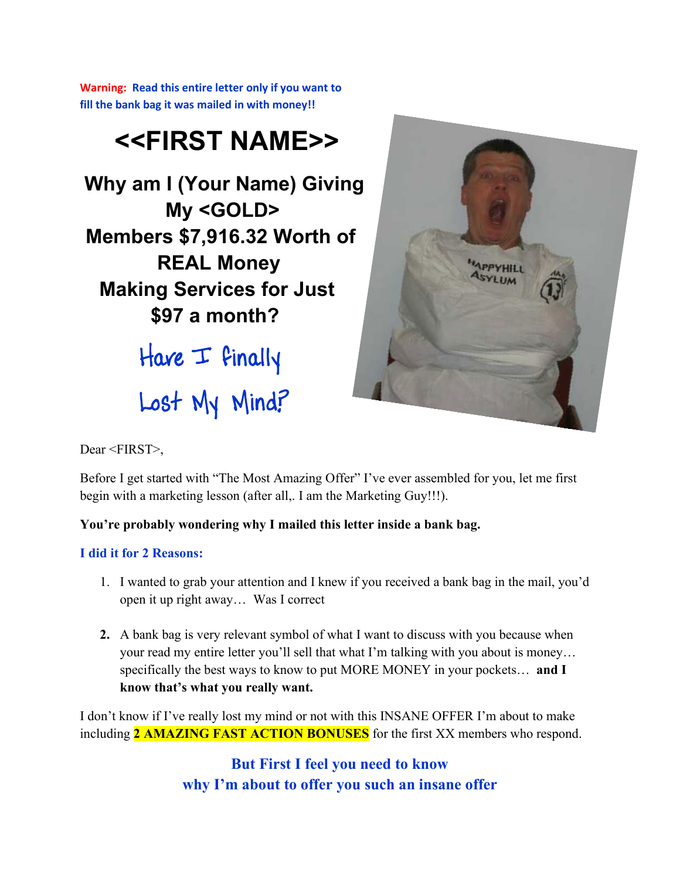**Warning: Read this entire letter only if you want to fill the bank bag it was mailed in with money!!**

# <<FIRST NAME>>

## Why am I (Your Name) Giving My <GOLD> Members $7,916.32 Worth of REAL Money Making Services for Just $97 a month?

## Have I finally Lost My Mind?

Dear <FIRST>,

Before I get started with "The Most Amazing Offer" I've ever assembled for you, let me first begin with a marketing lesson (after all,. I am the Marketing Guy!!!).

**You're probably wondering why I mailed this letter inside a bank bag.**

**I did it for 2 Reasons:**

1. I wanted to grab your attention and I knew if you received a bank bag in the mail, you'd open it up right away… Was I correct
2. A bank bag is very relevant symbol of what I want to discuss with you because when your read my entire letter you'll sell that what I'm talking with you about is money… specifically the best ways to know to put MORE MONEY in your pockets… **and I know that's what you really want.**

I don't know if I've really lost my mind or not with this INSANE OFFER I'm about to make including **2 AMAZING FAST ACTION BONUSES** for the first XX members who respond.

**But First I feel you need to know why I'm about to offer you such an insane offer**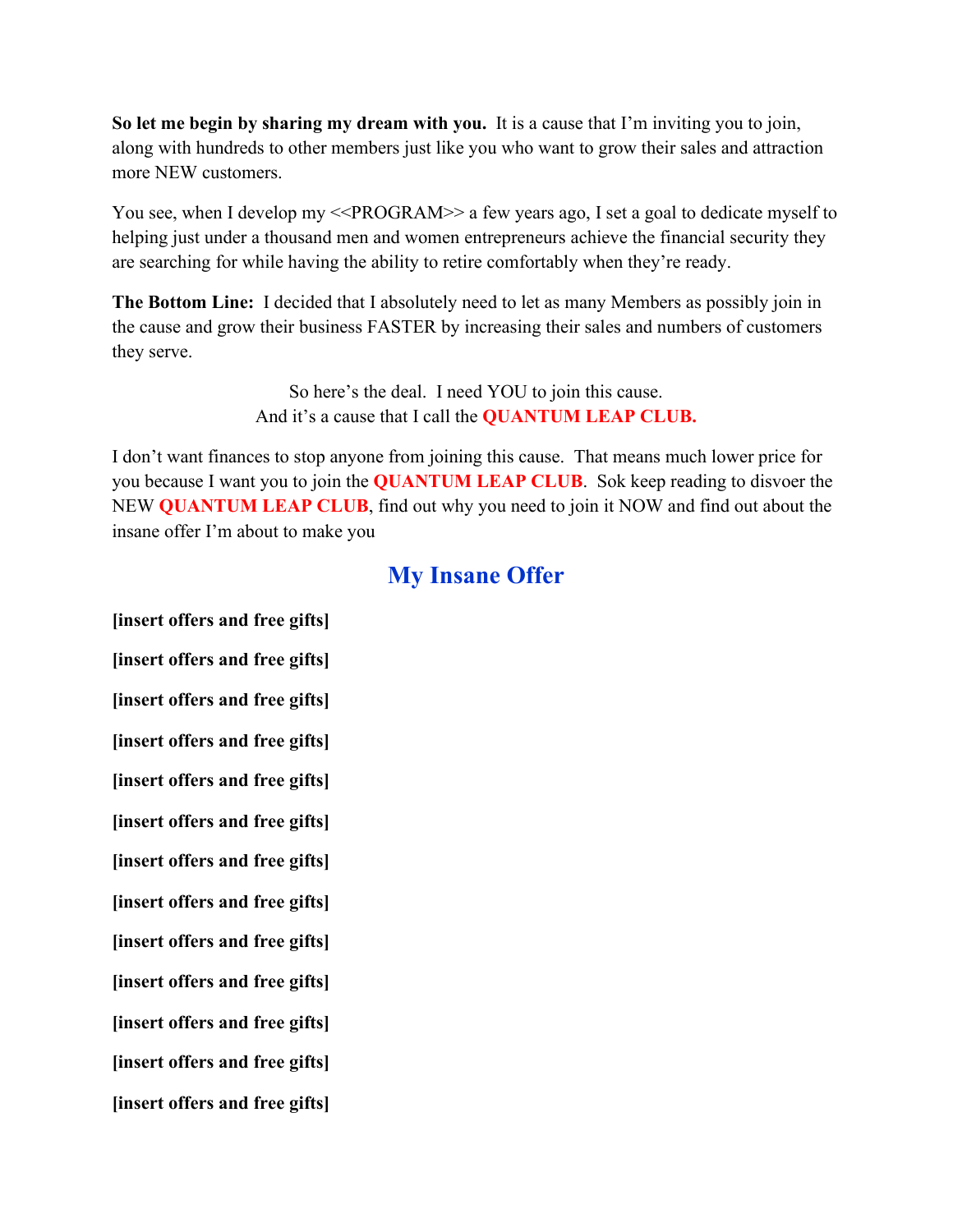**So let me begin by sharing my dream with you.** It is a cause that I'm inviting you to join, along with hundreds to other members just like you who want to grow their sales and attraction more NEW customers.

You see, when I develop my <<PROGRAM>> a few years ago, I set a goal to dedicate myself to helping just under a thousand men and women entrepreneurs achieve the financial security they are searching for while having the ability to retire comfortably when they're ready.

**The Bottom Line:** I decided that I absolutely need to let as many Members as possibly join in the cause and grow their business FASTER by increasing their sales and numbers of customers they serve.

So here's the deal. I need YOU to join this cause.
And it's a cause that I call the **QUANTUM LEAP CLUB.**

I don't want finances to stop anyone from joining this cause. That means much lower price for you because I want you to join the **QUANTUM LEAP CLUB**. Sok keep reading to disvoer the NEW **QUANTUM LEAP CLUB**, find out why you need to join it NOW and find out about the insane offer I'm about to make you

## My Insane Offer

**[insert offers and free gifts]**

**[insert offers and free gifts]**

**[insert offers and free gifts]**

**[insert offers and free gifts]**

**[insert offers and free gifts]**

**[insert offers and free gifts]**

**[insert offers and free gifts]**

**[insert offers and free gifts]**

**[insert offers and free gifts]**

**[insert offers and free gifts]**

**[insert offers and free gifts]**

**[insert offers and free gifts]**

**[insert offers and free gifts]**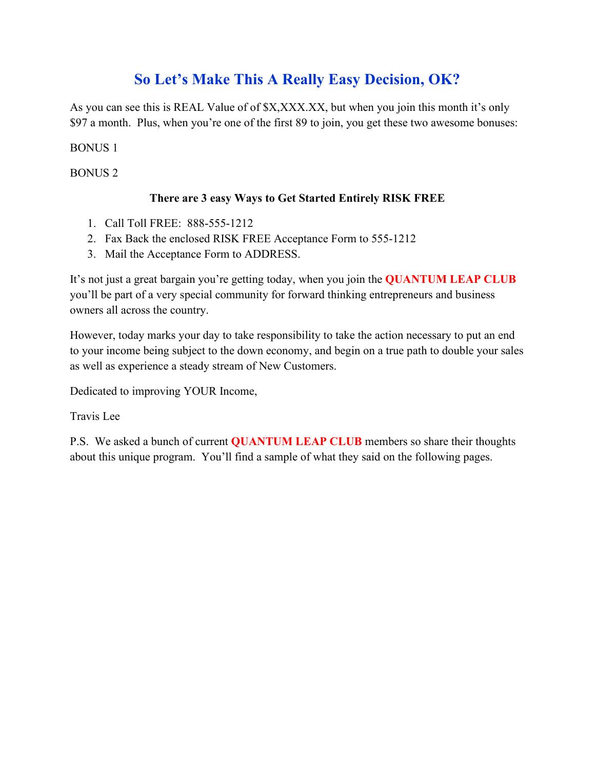# So Let's Make This A Really Easy Decision, OK?

As you can see this is REAL Value of of $X,XXX.XX, but when you join this month it's only $97 a month. Plus, when you're one of the first 89 to join, you get these two awesome bonuses:

BONUS 1

BONUS 2

**There are 3 easy Ways to Get Started Entirely RISK FREE**

1. Call Toll FREE: 888-555-1212
2. Fax Back the enclosed RISK FREE Acceptance Form to 555-1212
3. Mail the Acceptance Form to ADDRESS.

It's not just a great bargain you're getting today, when you join the **QUANTUM LEAP CLUB** you'll be part of a very special community for forward thinking entrepreneurs and business owners all across the country.

However, today marks your day to take responsibility to take the action necessary to put an end to your income being subject to the down economy, and begin on a true path to double your sales as well as experience a steady stream of New Customers.

Dedicated to improving YOUR Income,

Travis Lee

P.S. We asked a bunch of current **QUANTUM LEAP CLUB** members so share their thoughts about this unique program. You'll find a sample of what they said on the following pages.